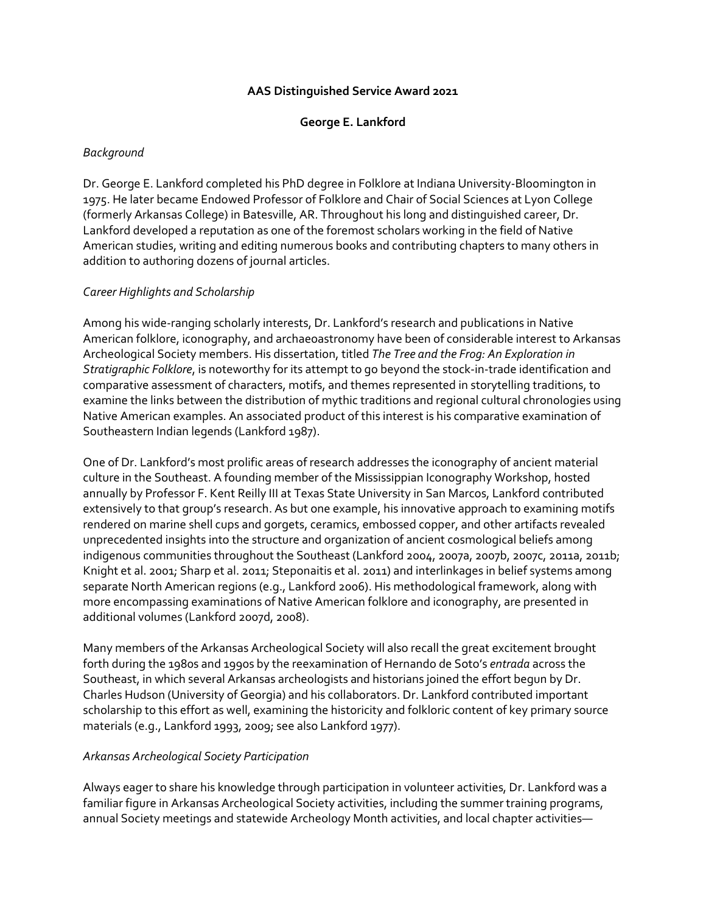**AAS Distinguished Service Award 2021**

**George E. Lankford**

*Background*

Dr. George E. Lankford completed his PhD degree in Folklore at Indiana University-Bloomington in 1975. He later became Endowed Professor of Folklore and Chair of Social Sciences at Lyon College (formerly Arkansas College) in Batesville, AR. Throughout his long and distinguished career, Dr. Lankford developed a reputation as one of the foremost scholars working in the field of Native American studies, writing and editing numerous books and contributing chapters to many others in addition to authoring dozens of journal articles.

*Career Highlights and Scholarship*

Among his wide-ranging scholarly interests, Dr. Lankford's research and publications in Native American folklore, iconography, and archaeoastronomy have been of considerable interest to Arkansas Archeological Society members. His dissertation, titled *The Tree and the Frog: An Exploration in Stratigraphic Folklore*, is noteworthy for its attempt to go beyond the stock-in-trade identification and comparative assessment of characters, motifs, and themes represented in storytelling traditions, to examine the links between the distribution of mythic traditions and regional cultural chronologies using Native American examples. An associated product of this interest is his comparative examination of Southeastern Indian legends (Lankford 1987).

One of Dr. Lankford's most prolific areas of research addresses the iconography of ancient material culture in the Southeast. A founding member of the Mississippian Iconography Workshop, hosted annually by Professor F. Kent Reilly III at Texas State University in San Marcos, Lankford contributed extensively to that group's research. As but one example, his innovative approach to examining motifs rendered on marine shell cups and gorgets, ceramics, embossed copper, and other artifacts revealed unprecedented insights into the structure and organization of ancient cosmological beliefs among indigenous communities throughout the Southeast (Lankford 2004, 2007a, 2007b, 2007c, 2011a, 2011b; Knight et al. 2001; Sharp et al. 2011; Steponaitis et al. 2011) and interlinkages in belief systems among separate North American regions (e.g., Lankford 2006). His methodological framework, along with more encompassing examinations of Native American folklore and iconography, are presented in additional volumes (Lankford 2007d, 2008).

Many members of the Arkansas Archeological Society will also recall the great excitement brought forth during the 1980s and 1990s by the reexamination of Hernando de Soto's *entrada* across the Southeast, in which several Arkansas archeologists and historians joined the effort begun by Dr. Charles Hudson (University of Georgia) and his collaborators. Dr. Lankford contributed important scholarship to this effort as well, examining the historicity and folkloric content of key primary source materials (e.g., Lankford 1993, 2009; see also Lankford 1977).

*Arkansas Archeological Society Participation*

Always eager to share his knowledge through participation in volunteer activities, Dr. Lankford was a familiar figure in Arkansas Archeological Society activities, including the summer training programs, annual Society meetings and statewide Archeology Month activities, and local chapter activities—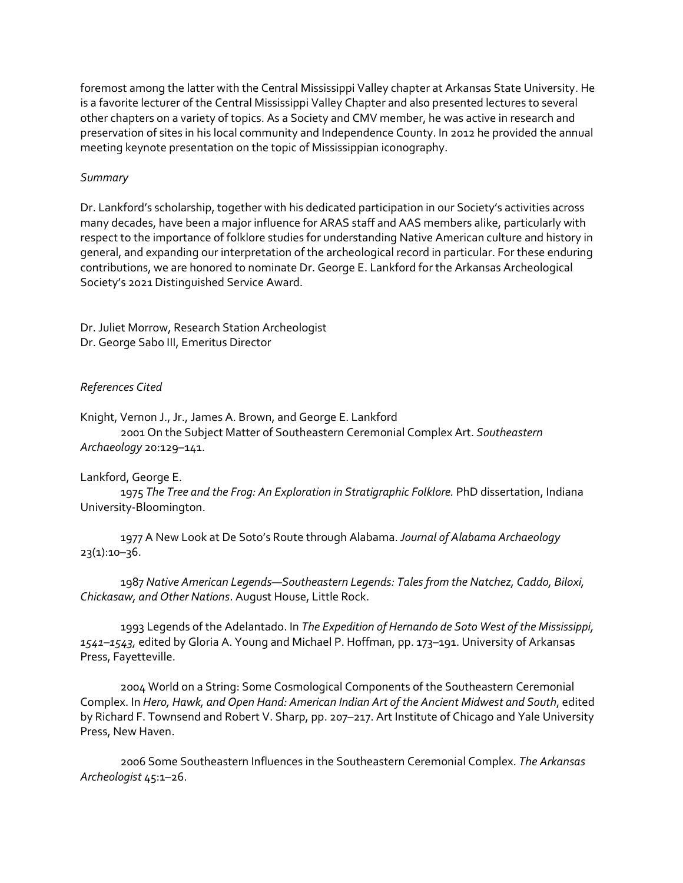foremost among the latter with the Central Mississippi Valley chapter at Arkansas State University. He is a favorite lecturer of the Central Mississippi Valley Chapter and also presented lectures to several other chapters on a variety of topics. As a Society and CMV member, he was active in research and preservation of sites in his local community and Independence County. In 2012 he provided the annual meeting keynote presentation on the topic of Mississippian iconography.

*Summary*

Dr. Lankford's scholarship, together with his dedicated participation in our Society's activities across many decades, have been a major influence for ARAS staff and AAS members alike, particularly with respect to the importance of folklore studies for understanding Native American culture and history in general, and expanding our interpretation of the archeological record in particular. For these enduring contributions, we are honored to nominate Dr. George E. Lankford for the Arkansas Archeological Society's 2021 Distinguished Service Award.

Dr. Juliet Morrow, Research Station Archeologist
Dr. George Sabo III, Emeritus Director

*References Cited*

Knight, Vernon J., Jr., James A. Brown, and George E. Lankford
2001 On the Subject Matter of Southeastern Ceremonial Complex Art. *Southeastern Archaeology* 20:129–141.

Lankford, George E.
1975 *The Tree and the Frog: An Exploration in Stratigraphic Folklore.* PhD dissertation, Indiana University-Bloomington.

1977 A New Look at De Soto's Route through Alabama. *Journal of Alabama Archaeology* 23(1):10–36.

1987 *Native American Legends—Southeastern Legends: Tales from the Natchez, Caddo, Biloxi, Chickasaw, and Other Nations*. August House, Little Rock.

1993 Legends of the Adelantado. In *The Expedition of Hernando de Soto West of the Mississippi, 1541–1543,* edited by Gloria A. Young and Michael P. Hoffman, pp. 173–191. University of Arkansas Press, Fayetteville.

2004 World on a String: Some Cosmological Components of the Southeastern Ceremonial Complex. In *Hero, Hawk, and Open Hand: American Indian Art of the Ancient Midwest and South*, edited by Richard F. Townsend and Robert V. Sharp, pp. 207–217. Art Institute of Chicago and Yale University Press, New Haven.

2006 Some Southeastern Influences in the Southeastern Ceremonial Complex. *The Arkansas Archeologist* 45:1–26.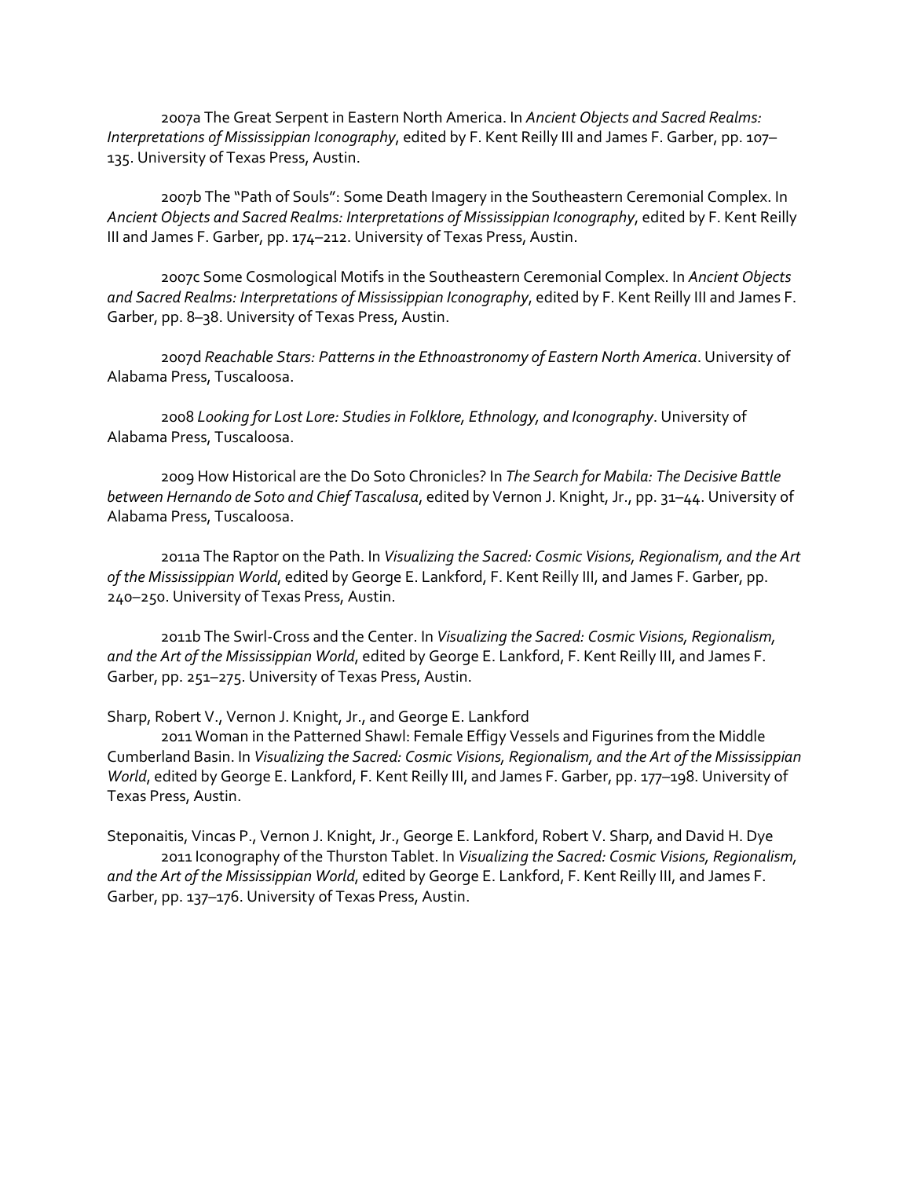2007a The Great Serpent in Eastern North America. In *Ancient Objects and Sacred Realms: Interpretations of Mississippian Iconography*, edited by F. Kent Reilly III and James F. Garber, pp. 107–135. University of Texas Press, Austin.

2007b The "Path of Souls": Some Death Imagery in the Southeastern Ceremonial Complex. In *Ancient Objects and Sacred Realms: Interpretations of Mississippian Iconography*, edited by F. Kent Reilly III and James F. Garber, pp. 174–212. University of Texas Press, Austin.

2007c Some Cosmological Motifs in the Southeastern Ceremonial Complex. In *Ancient Objects and Sacred Realms: Interpretations of Mississippian Iconography*, edited by F. Kent Reilly III and James F. Garber, pp. 8–38. University of Texas Press, Austin.

2007d *Reachable Stars: Patterns in the Ethnoastronomy of Eastern North America*. University of Alabama Press, Tuscaloosa.

2008 *Looking for Lost Lore: Studies in Folklore, Ethnology, and Iconography*. University of Alabama Press, Tuscaloosa.

2009 How Historical are the Do Soto Chronicles? In *The Search for Mabila: The Decisive Battle between Hernando de Soto and Chief Tascalusa*, edited by Vernon J. Knight, Jr., pp. 31–44. University of Alabama Press, Tuscaloosa.

2011a The Raptor on the Path. In *Visualizing the Sacred: Cosmic Visions, Regionalism, and the Art of the Mississippian World*, edited by George E. Lankford, F. Kent Reilly III, and James F. Garber, pp. 240–250. University of Texas Press, Austin.

2011b The Swirl-Cross and the Center. In *Visualizing the Sacred: Cosmic Visions, Regionalism, and the Art of the Mississippian World*, edited by George E. Lankford, F. Kent Reilly III, and James F. Garber, pp. 251–275. University of Texas Press, Austin.

Sharp, Robert V., Vernon J. Knight, Jr., and George E. Lankford

2011 Woman in the Patterned Shawl: Female Effigy Vessels and Figurines from the Middle Cumberland Basin. In *Visualizing the Sacred: Cosmic Visions, Regionalism, and the Art of the Mississippian World*, edited by George E. Lankford, F. Kent Reilly III, and James F. Garber, pp. 177–198. University of Texas Press, Austin.

Steponaitis, Vincas P., Vernon J. Knight, Jr., George E. Lankford, Robert V. Sharp, and David H. Dye

2011 Iconography of the Thurston Tablet. In *Visualizing the Sacred: Cosmic Visions, Regionalism, and the Art of the Mississippian World*, edited by George E. Lankford, F. Kent Reilly III, and James F. Garber, pp. 137–176. University of Texas Press, Austin.